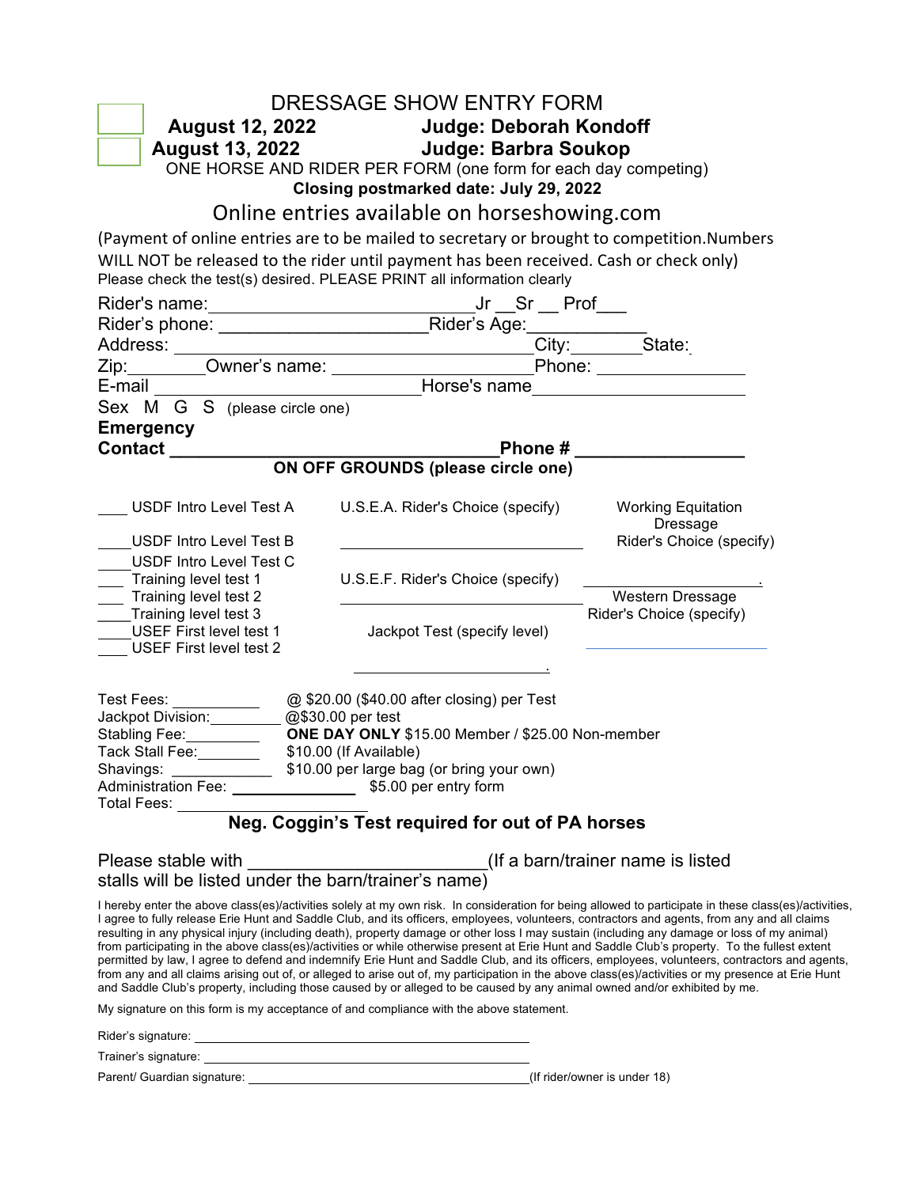# DRESSAGE SHOW ENTRY FORM

☐ **August 12, 2022** **Judge: Deborah Kondoff**

☐ **August 13, 2022** **Judge: Barbra Soukop**

ONE HORSE AND RIDER PER FORM (one form for each day competing)

**Closing postmarked date: July 29, 2022**

## Online entries available on horseshowing.com

(Payment of online entries are to be mailed to secretary or brought to competition.Numbers WILL NOT be released to the rider until payment has been received. Cash or check only)

Please check the test(s) desired. PLEASE PRINT all information clearly

Rider's name:__________________________ Jr __Sr __ Prof___

Rider's phone: _____________________ Rider's Age:____________

Address: ____________________________________ City:________ State:

Zip:________ Owner's name: ____________________ Phone: _______________

E-mail ____________________________ Horse's name____________________

Sex M G S (please circle one)

**Emergency**

**Contact ________________________________ Phone # ________________**

**ON OFF GROUNDS (please circle one)**

___ USDF Intro Level Test A

___ USDF Intro Level Test B

___ USDF Intro Level Test C

___ Training level test 1

___ Training level test 2

___ Training level test 3

___ USEF First level test 1

___ USEF First level test 2

U.S.E.A. Rider's Choice (specify) ____________________

U.S.E.F. Rider's Choice (specify) ____________________

Jackpot Test (specify level) ____________________

Working Equitation Dressage Rider's Choice (specify) ____________________

Western Dressage Rider's Choice (specify) ____________________

Test Fees: __________ @ $20.00 ($40.00 after closing) per Test

Jackpot Division:_________ @$30.00 per test

Stabling Fee:_________ **ONE DAY ONLY** $15.00 Member / $25.00 Non-member

Tack Stall Fee:________ $10.00 (If Available)

Shavings: ____________ $10.00 per large bag (or bring your own)

Administration Fee: ______________ $5.00 per entry form

Total Fees: ______________________

**Neg. Coggin's Test required for out of PA horses**

Please stable with _______________________(If a barn/trainer name is listed stalls will be listed under the barn/trainer's name)

I hereby enter the above class(es)/activities solely at my own risk. In consideration for being allowed to participate in these class(es)/activities, I agree to fully release Erie Hunt and Saddle Club, and its officers, employees, volunteers, contractors and agents, from any and all claims resulting in any physical injury (including death), property damage or other loss I may sustain (including any damage or loss of my animal) from participating in the above class(es)/activities or while otherwise present at Erie Hunt and Saddle Club's property. To the fullest extent permitted by law, I agree to defend and indemnify Erie Hunt and Saddle Club, and its officers, employees, volunteers, contractors and agents, from any and all claims arising out of, or alleged to arise out of, my participation in the above class(es)/activities or my presence at Erie Hunt and Saddle Club's property, including those caused by or alleged to be caused by any animal owned and/or exhibited by me.

My signature on this form is my acceptance of and compliance with the above statement.

Rider's signature: ________________________________________

Trainer's signature: ________________________________________

Parent/ Guardian signature: ________________________________(If rider/owner is under 18)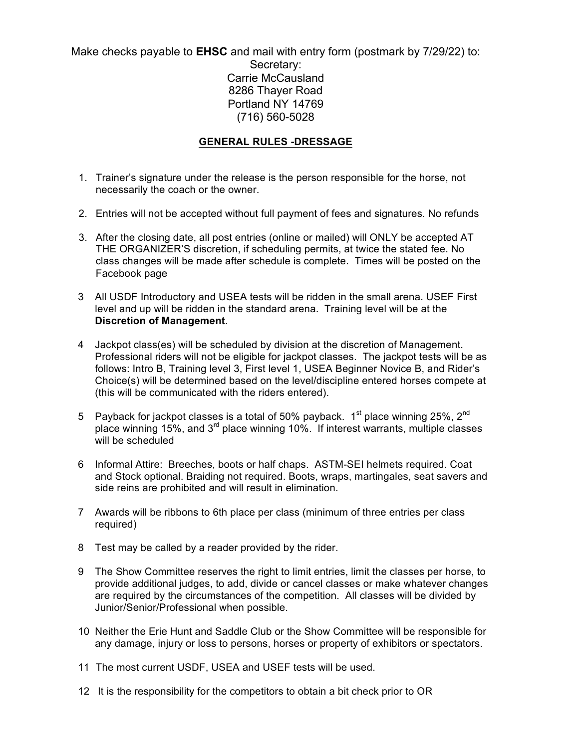Make checks payable to **EHSC** and mail with entry form (postmark by 7/29/22) to:

Secretary:
Carrie McCausland
8286 Thayer Road
Portland NY 14769
(716) 560-5028

## GENERAL RULES -DRESSAGE

1. Trainer's signature under the release is the person responsible for the horse, not necessarily the coach or the owner.

2. Entries will not be accepted without full payment of fees and signatures. No refunds

3. After the closing date, all post entries (online or mailed) will ONLY be accepted AT THE ORGANIZER'S discretion, if scheduling permits, at twice the stated fee. No class changes will be made after schedule is complete. Times will be posted on the Facebook page

3 All USDF Introductory and USEA tests will be ridden in the small arena. USEF First level and up will be ridden in the standard arena. Training level will be at the **Discretion of Management**.

4 Jackpot class(es) will be scheduled by division at the discretion of Management. Professional riders will not be eligible for jackpot classes. The jackpot tests will be as follows: Intro B, Training level 3, First level 1, USEA Beginner Novice B, and Rider's Choice(s) will be determined based on the level/discipline entered horses compete at (this will be communicated with the riders entered).

5 Payback for jackpot classes is a total of 50% payback. 1st place winning 25%, 2nd place winning 15%, and 3rd place winning 10%. If interest warrants, multiple classes will be scheduled

6 Informal Attire: Breeches, boots or half chaps. ASTM-SEI helmets required. Coat and Stock optional. Braiding not required. Boots, wraps, martingales, seat savers and side reins are prohibited and will result in elimination.

7 Awards will be ribbons to 6th place per class (minimum of three entries per class required)

8 Test may be called by a reader provided by the rider.

9 The Show Committee reserves the right to limit entries, limit the classes per horse, to provide additional judges, to add, divide or cancel classes or make whatever changes are required by the circumstances of the competition. All classes will be divided by Junior/Senior/Professional when possible.

10 Neither the Erie Hunt and Saddle Club or the Show Committee will be responsible for any damage, injury or loss to persons, horses or property of exhibitors or spectators.

11 The most current USDF, USEA and USEF tests will be used.

12 It is the responsibility for the competitors to obtain a bit check prior to OR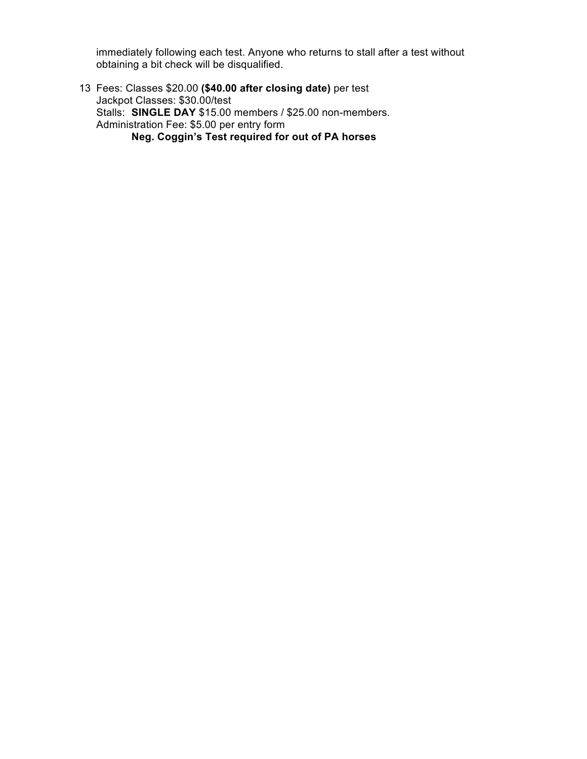immediately following each test. Anyone who returns to stall after a test without obtaining a bit check will be disqualified.

13 Fees: Classes $20.00 **($40.00 after closing date)** per test
Jackpot Classes: $30.00/test
Stalls: **SINGLE DAY** $15.00 members / $25.00 non-members.
Administration Fee: $5.00 per entry form
**Neg. Coggin's Test required for out of PA horses**